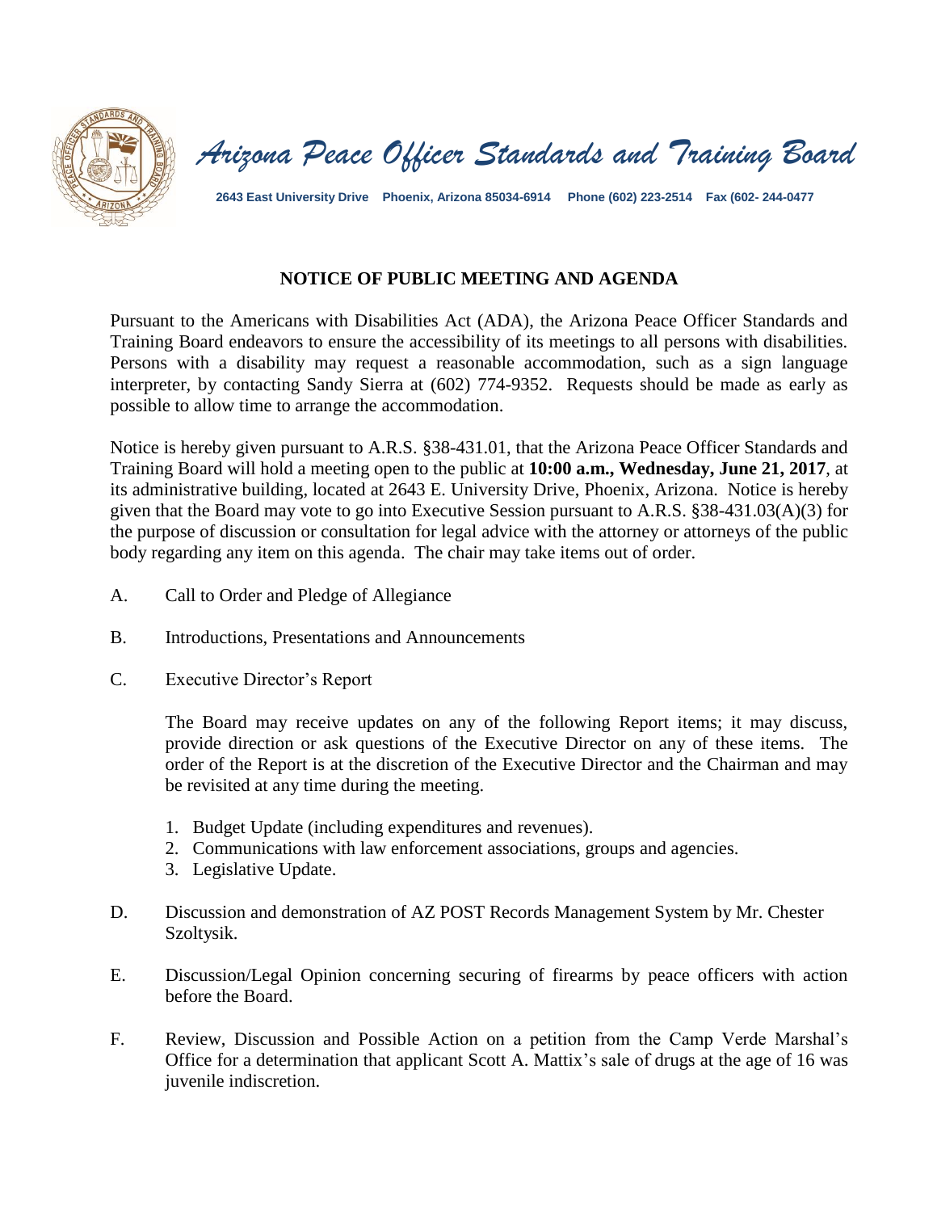*Arizona Peace Officer Standards and Training Board*

**2643 East University Drive Phoenix, Arizona 85034-6914 Phone (602) 223-2514 Fax (602- 244-0477**

## NOTICE OF PUBLIC MEETING AND AGENDA

Pursuant to the Americans with Disabilities Act (ADA), the Arizona Peace Officer Standards and Training Board endeavors to ensure the accessibility of its meetings to all persons with disabilities. Persons with a disability may request a reasonable accommodation, such as a sign language interpreter, by contacting Sandy Sierra at (602) 774-9352. Requests should be made as early as possible to allow time to arrange the accommodation.

Notice is hereby given pursuant to A.R.S. §38-431.01, that the Arizona Peace Officer Standards and Training Board will hold a meeting open to the public at **10:00 a.m., Wednesday, June 21, 2017**, at its administrative building, located at 2643 E. University Drive, Phoenix, Arizona. Notice is hereby given that the Board may vote to go into Executive Session pursuant to A.R.S. §38-431.03(A)(3) for the purpose of discussion or consultation for legal advice with the attorney or attorneys of the public body regarding any item on this agenda. The chair may take items out of order.

A. Call to Order and Pledge of Allegiance

B. Introductions, Presentations and Announcements

C. Executive Director's Report

   The Board may receive updates on any of the following Report items; it may discuss, provide direction or ask questions of the Executive Director on any of these items. The order of the Report is at the discretion of the Executive Director and the Chairman and may be revisited at any time during the meeting.

   1. Budget Update (including expenditures and revenues).
   2. Communications with law enforcement associations, groups and agencies.
   3. Legislative Update.

D. Discussion and demonstration of AZ POST Records Management System by Mr. Chester Szoltysik.

E. Discussion/Legal Opinion concerning securing of firearms by peace officers with action before the Board.

F. Review, Discussion and Possible Action on a petition from the Camp Verde Marshal's Office for a determination that applicant Scott A. Mattix's sale of drugs at the age of 16 was juvenile indiscretion.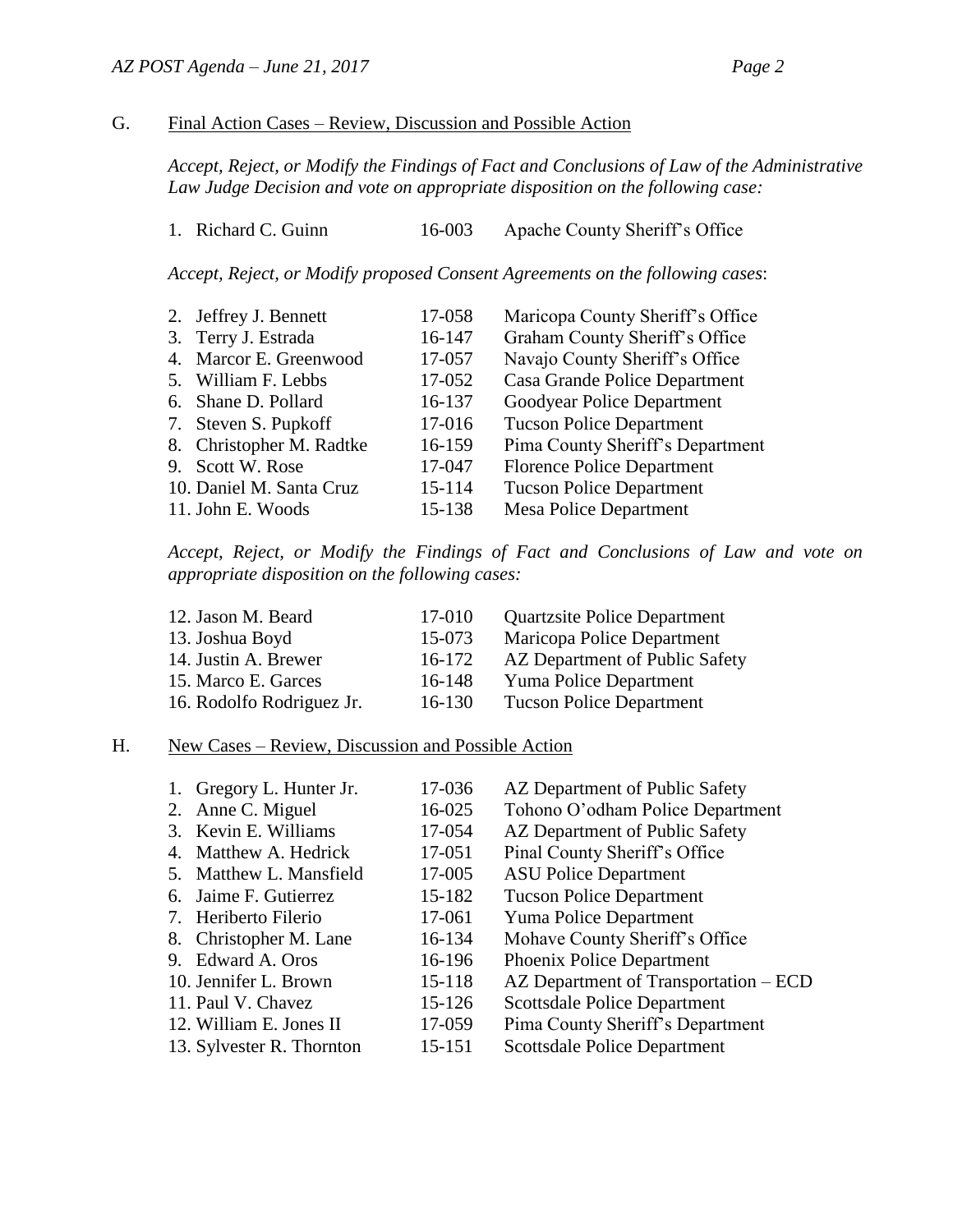G. <u>Final Action Cases – Review, Discussion and Possible Action</u>

*Accept, Reject, or Modify the Findings of Fact and Conclusions of Law of the Administrative Law Judge Decision and vote on appropriate disposition on the following case:*

| | | |
|---|---|---|
| 1. Richard C. Guinn | 16-003 | Apache County Sheriff's Office |

*Accept, Reject, or Modify proposed Consent Agreements on the following cases*:

| | | |
|---|---|---|
| 2. Jeffrey J. Bennett | 17-058 | Maricopa County Sheriff's Office |
| 3. Terry J. Estrada | 16-147 | Graham County Sheriff's Office |
| 4. Marcor E. Greenwood | 17-057 | Navajo County Sheriff's Office |
| 5. William F. Lebbs | 17-052 | Casa Grande Police Department |
| 6. Shane D. Pollard | 16-137 | Goodyear Police Department |
| 7. Steven S. Pupkoff | 17-016 | Tucson Police Department |
| 8. Christopher M. Radtke | 16-159 | Pima County Sheriff's Department |
| 9. Scott W. Rose | 17-047 | Florence Police Department |
| 10. Daniel M. Santa Cruz | 15-114 | Tucson Police Department |
| 11. John E. Woods | 15-138 | Mesa Police Department |

*Accept, Reject, or Modify the Findings of Fact and Conclusions of Law and vote on appropriate disposition on the following cases:*

| | | |
|---|---|---|
| 12. Jason M. Beard | 17-010 | Quartzsite Police Department |
| 13. Joshua Boyd | 15-073 | Maricopa Police Department |
| 14. Justin A. Brewer | 16-172 | AZ Department of Public Safety |
| 15. Marco E. Garces | 16-148 | Yuma Police Department |
| 16. Rodolfo Rodriguez Jr. | 16-130 | Tucson Police Department |

H. <u>New Cases – Review, Discussion and Possible Action</u>

| | | |
|---|---|---|
| 1. Gregory L. Hunter Jr. | 17-036 | AZ Department of Public Safety |
| 2. Anne C. Miguel | 16-025 | Tohono O'odham Police Department |
| 3. Kevin E. Williams | 17-054 | AZ Department of Public Safety |
| 4. Matthew A. Hedrick | 17-051 | Pinal County Sheriff's Office |
| 5. Matthew L. Mansfield | 17-005 | ASU Police Department |
| 6. Jaime F. Gutierrez | 15-182 | Tucson Police Department |
| 7. Heriberto Filerio | 17-061 | Yuma Police Department |
| 8. Christopher M. Lane | 16-134 | Mohave County Sheriff's Office |
| 9. Edward A. Oros | 16-196 | Phoenix Police Department |
| 10. Jennifer L. Brown | 15-118 | AZ Department of Transportation – ECD |
| 11. Paul V. Chavez | 15-126 | Scottsdale Police Department |
| 12. William E. Jones II | 17-059 | Pima County Sheriff's Department |
| 13. Sylvester R. Thornton | 15-151 | Scottsdale Police Department |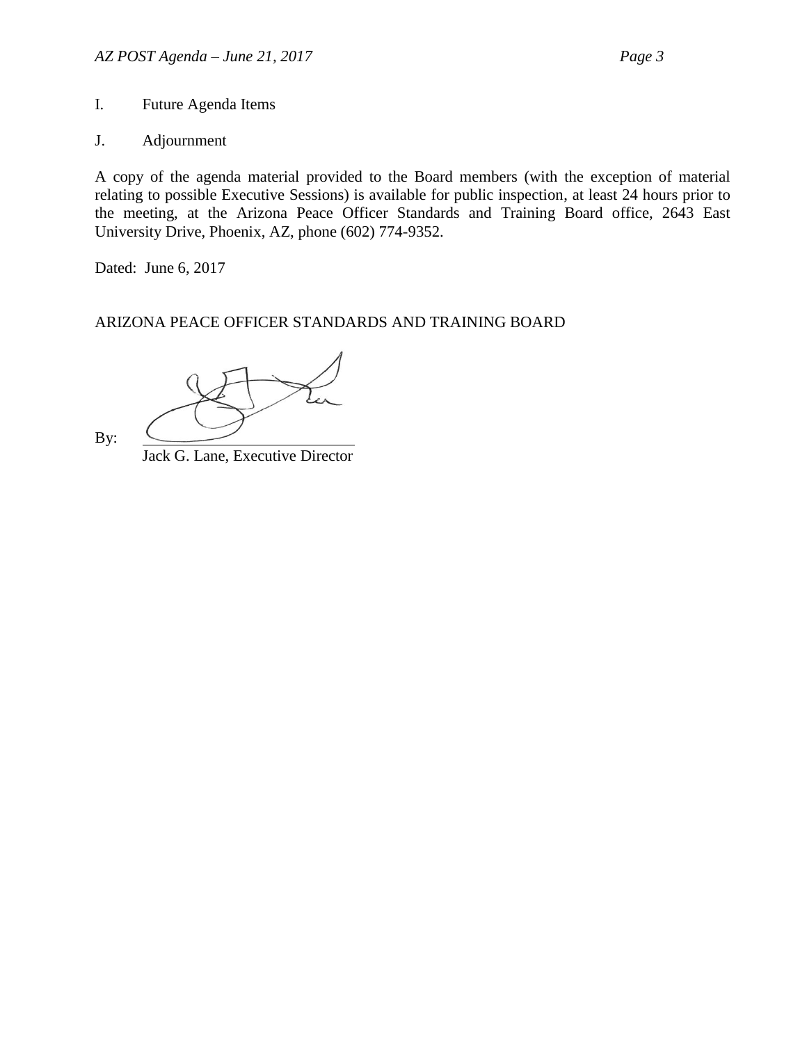I. Future Agenda Items

J. Adjournment

A copy of the agenda material provided to the Board members (with the exception of material relating to possible Executive Sessions) is available for public inspection, at least 24 hours prior to the meeting, at the Arizona Peace Officer Standards and Training Board office, 2643 East University Drive, Phoenix, AZ, phone (602) 774-9352.

Dated: June 6, 2017

ARIZONA PEACE OFFICER STANDARDS AND TRAINING BOARD

By: ______________________________

Jack G. Lane, Executive Director